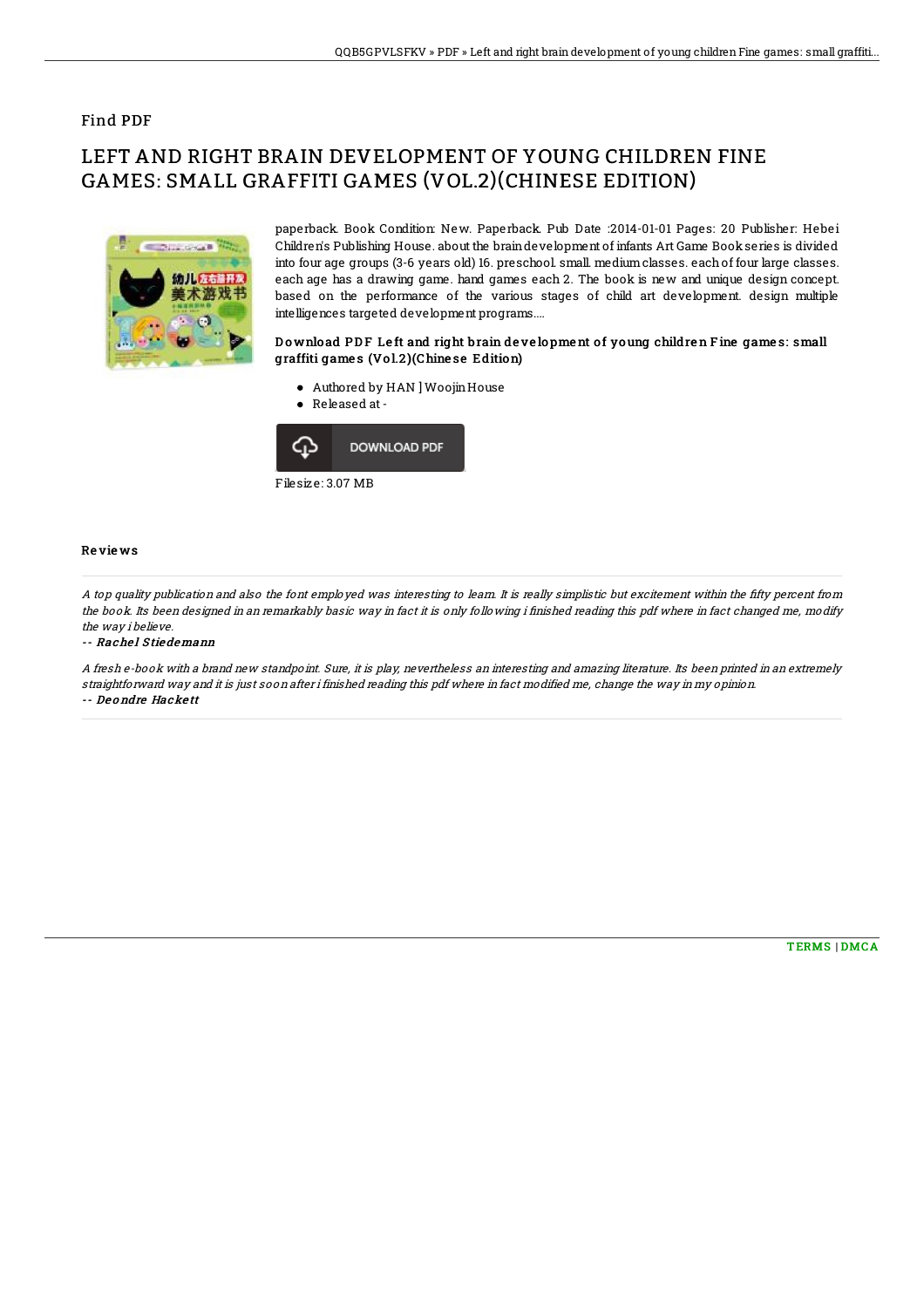Find PDF

# LEFT AND RIGHT BRAIN DEVELOPMENT OF YOUNG CHILDREN FINE GAMES: SMALL GRAFFITI GAMES (VOL.2)(CHINESE EDITION)

paperback. Book Condition: New. Paperback. Pub Date :2014-01-01 Pages: 20 Publisher: Hebei Children's Publishing House. about the brain development of infants Art Game Book series is divided into four age groups (3-6 years old) 16. preschool. small. medium classes. each of four large classes. each age has a drawing game. hand games each 2. The book is new and unique design concept. based on the performance of the various stages of child art development. design multiple intelligences targeted development programs....

### Download PDF Left and right brain development of young children Fine games: small graffiti games (Vol.2)(Chinese Edition)

- Authored by HAN ] Woojin House
- Released at -

DOWNLOAD PDF

Filesize: 3.07 MB

## Reviews

*A top quality publication and also the font employed was interesting to learn. It is really simplistic but excitement within the fifty percent from the book. Its been designed in an remarkably basic way in fact it is only following i finished reading this pdf where in fact changed me, modify the way i believe.*

**-- Rachel Stiedemann**

*A fresh e-book with a brand new standpoint. Sure, it is play, nevertheless an interesting and amazing literature. Its been printed in an extremely straightforward way and it is just soon after i finished reading this pdf where in fact modified me, change the way in my opinion.*

**-- Deondre Hackett**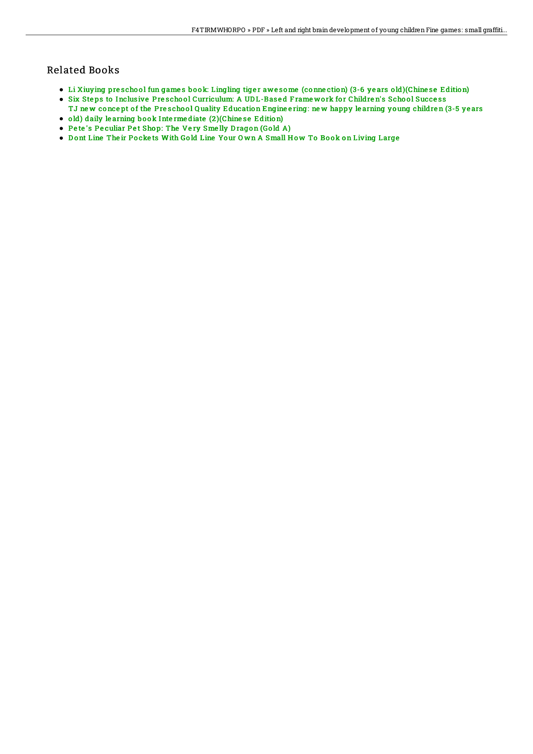## Related Books

- Li Xiuying preschool fun games book: Lingling tiger awesome (connection) (3-6 years old)(Chinese Edition)
- Six Steps to Inclusive Preschool Curriculum: A UDL-Based Framework for Children's School Success
- TJ new concept of the Preschool Quality Education Engineering: new happy learning young children (3-5 years old) daily learning book Intermediate (2)(Chinese Edition)
- Pete's Peculiar Pet Shop: The Very Smelly Dragon (Gold A)
- Dont Line Their Pockets With Gold Line Your Own A Small How To Book on Living Large